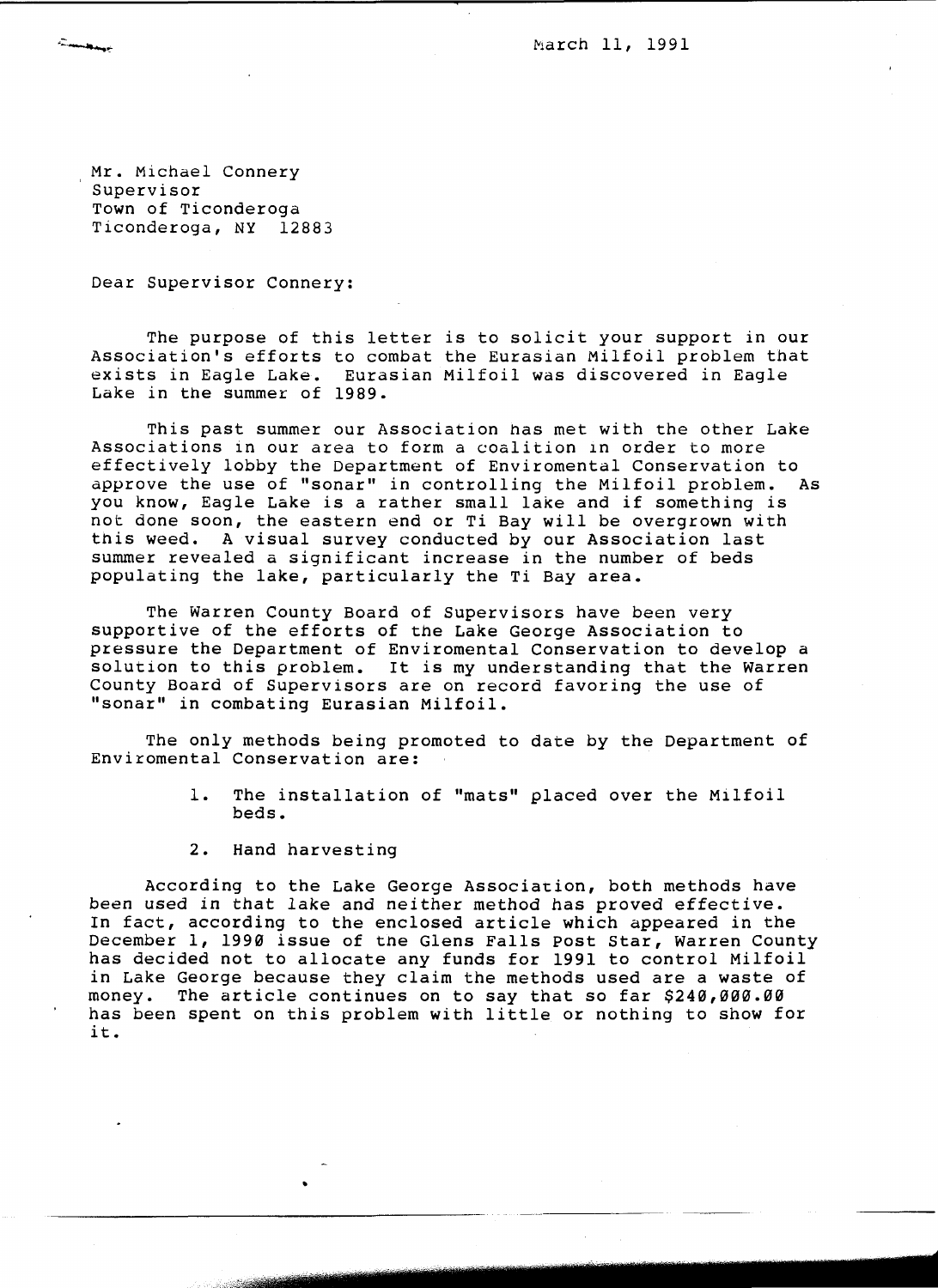March 11, 1991

Mr. Michael Connery
Supervisor
Town of Ticonderoga
Ticonderoga, NY 12883

Dear Supervisor Connery:

The purpose of this letter is to solicit your support in our Association's efforts to combat the Eurasian Milfoil problem that exists in Eagle Lake. Eurasian Milfoil was discovered in Eagle Lake in the summer of 1989.

This past summer our Association has met with the other Lake Associations in our area to form a coalition in order to more effectively lobby the Department of Enviromental Conservation to approve the use of "sonar" in controlling the Milfoil problem. As you know, Eagle Lake is a rather small lake and if something is not done soon, the eastern end or Ti Bay will be overgrown with this weed. A visual survey conducted by our Association last summer revealed a significant increase in the number of beds populating the lake, particularly the Ti Bay area.

The Warren County Board of Supervisors have been very supportive of the efforts of the Lake George Association to pressure the Department of Enviromental Conservation to develop a solution to this problem. It is my understanding that the Warren County Board of Supervisors are on record favoring the use of "sonar" in combating Eurasian Milfoil.

The only methods being promoted to date by the Department of Enviromental Conservation are:

1. The installation of "mats" placed over the Milfoil beds.
2. Hand harvesting

According to the Lake George Association, both methods have been used in that lake and neither method has proved effective. In fact, according to the enclosed article which appeared in the December 1, 1990 issue of the Glens Falls Post Star, Warren County has decided not to allocate any funds for 1991 to control Milfoil in Lake George because they claim the methods used are a waste of money. The article continues on to say that so far $240,000.00 has been spent on this problem with little or nothing to show for it.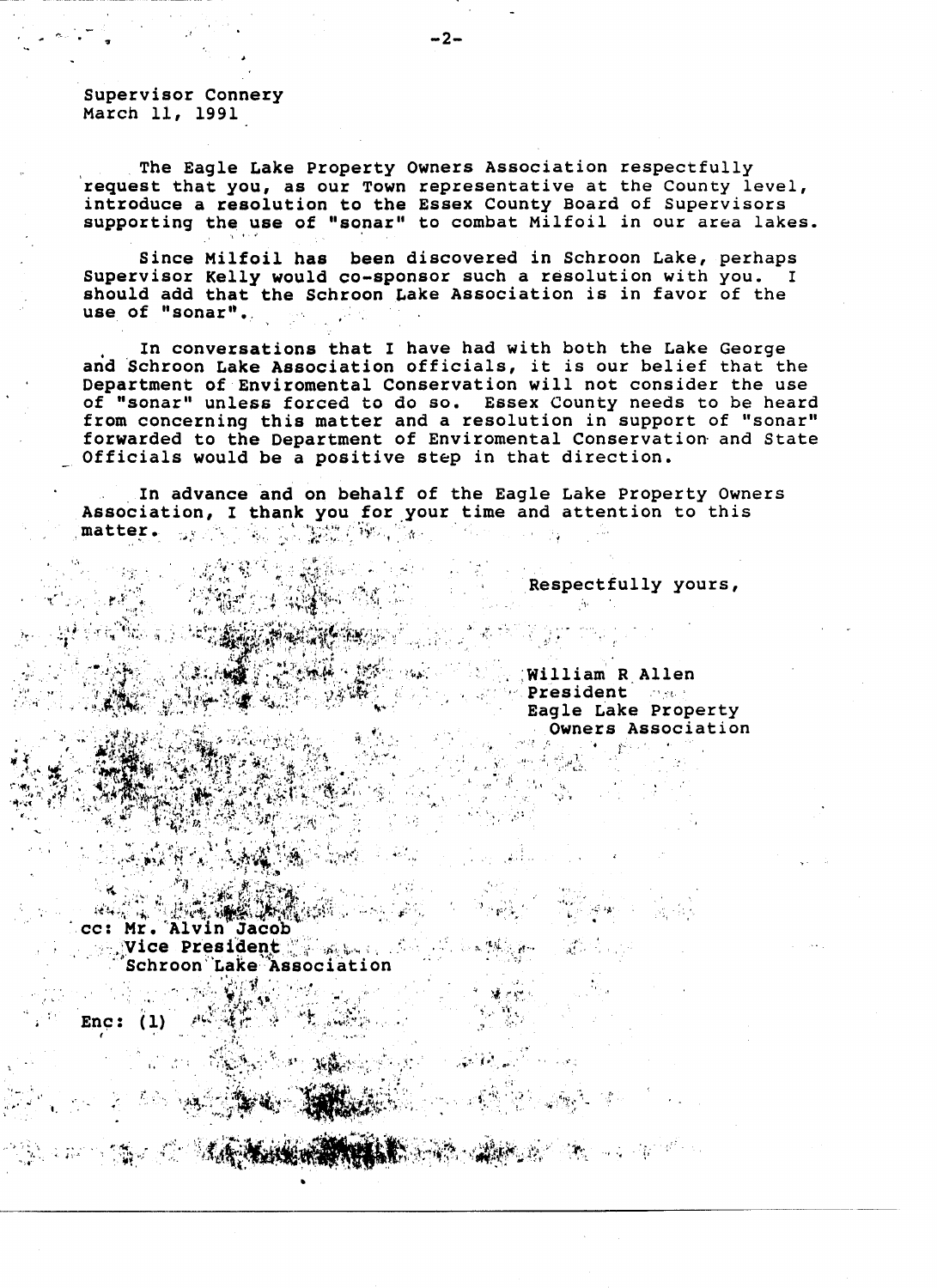Supervisor Connery
March 11, 1991

The Eagle Lake Property Owners Association respectfully request that you, as our Town representative at the County level, introduce a resolution to the Essex County Board of Supervisors supporting the use of "sonar" to combat Milfoil in our area lakes.

Since Milfoil has been discovered in Schroon Lake, perhaps Supervisor Kelly would co-sponsor such a resolution with you. I should add that the Schroon Lake Association is in favor of the use of "sonar".

In conversations that I have had with both the Lake George and Schroon Lake Association officials, it is our belief that the Department of Enviromental Conservation will not consider the use of "sonar" unless forced to do so. Essex County needs to be heard from concerning this matter and a resolution in support of "sonar" forwarded to the Department of Enviromental Conservation and State Officials would be a positive step in that direction.

In advance and on behalf of the Eagle Lake Property Owners Association, I thank you for your time and attention to this matter.

Respectfully yours,

William R Allen
President
Eagle Lake Property
Owners Association

cc: Mr. Alvin Jacob
Vice President
Schroon Lake Association

Enc: (1)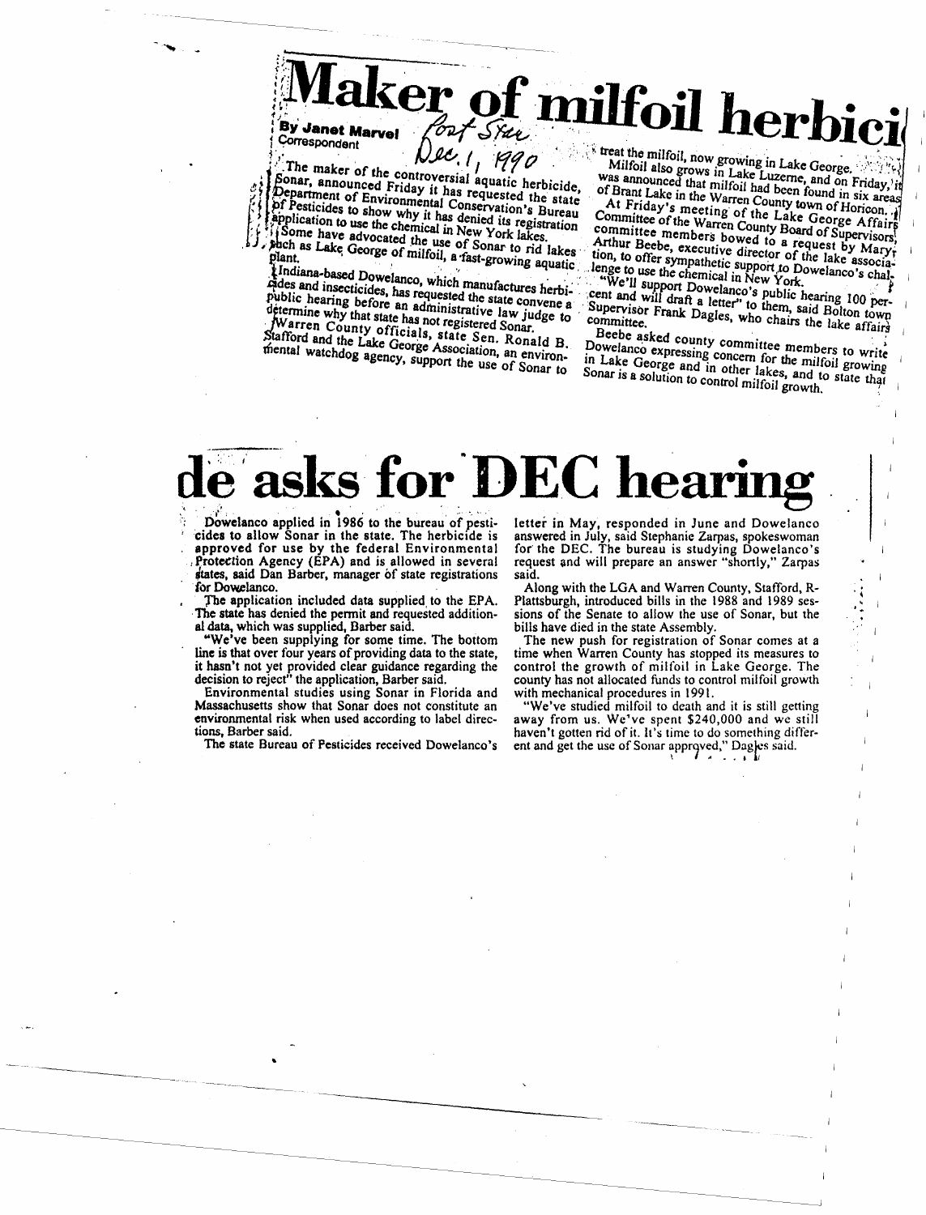# Maker of milfoil herbicide asks for DEC hearing

**By Janet Marvel**
Correspondent

Post Star
Dec. 1, 1990

The maker of the controversial aquatic herbicide, Sonar, announced Friday it has requested the state Department of Environmental Conservation's Bureau of Pesticides to show why it has denied its registration application to use the chemical in New York lakes.

Some have advocated the use of Sonar to rid lakes such as Lake George of milfoil, a fast-growing aquatic plant.

Indiana-based Dowelanco, which manufactures herbicides and insecticides, has requested the state convene a public hearing before an administrative law judge to determine why that state has not registered Sonar.

Warren County officials, state Sen. Ronald B. Stafford and the Lake George Association, an environmental watchdog agency, support the use of Sonar to treat the milfoil, now growing in Lake George.

Milfoil also grows in Lake Luzerne, and on Friday, it was announced that milfoil had been found in six areas of Brant Lake in the Warren County town of Horicon.

At Friday's meeting of the Lake George Affairs Committee of the Warren County Board of Supervisors, committee members bowed to a request by Mary Arthur Beebe, executive director of the lake association, to offer sympathetic support to Dowelanco's challenge to use the chemical in New York.

"We'll support Dowelanco's public hearing 100 percent and will draft a letter" to them, said Bolton town Supervisor Frank Dagles, who chairs the lake affairs committee.

Beebe asked county committee members to write Dowelanco expressing concern for the milfoil growing in Lake George and in other lakes, and to state that Sonar is a solution to control milfoil growth.

Dowelanco applied in 1986 to the bureau of pesticides to allow Sonar in the state. The herbicide is approved for use by the federal Environmental Protection Agency (EPA) and is allowed in several states, said Dan Barber, manager of state registrations for Dowelanco.

The application included data supplied to the EPA. The state has denied the permit and requested additional data, which was supplied, Barber said.

"We've been supplying for some time. The bottom line is that over four years of providing data to the state, it hasn't not yet provided clear guidance regarding the decision to reject" the application, Barber said.

Environmental studies using Sonar in Florida and Massachusetts show that Sonar does not constitute an environmental risk when used according to label directions, Barber said.

The state Bureau of Pesticides received Dowelanco's letter in May, responded in June and Dowelanco answered in July, said Stephanie Zarpas, spokeswoman for the DEC. The bureau is studying Dowelanco's request and will prepare an answer "shortly," Zarpas said.

Along with the LGA and Warren County, Stafford, R-Plattsburgh, introduced bills in the 1988 and 1989 sessions of the Senate to allow the use of Sonar, but the bills have died in the state Assembly.

The new push for registration of Sonar comes at a time when Warren County has stopped its measures to control the growth of milfoil in Lake George. The county has not allocated funds to control milfoil growth with mechanical procedures in 1991.

"We've studied milfoil to death and it is still getting away from us. We've spent $240,000 and we still haven't gotten rid of it. It's time to do something different and get the use of Sonar approved," Dagles said.